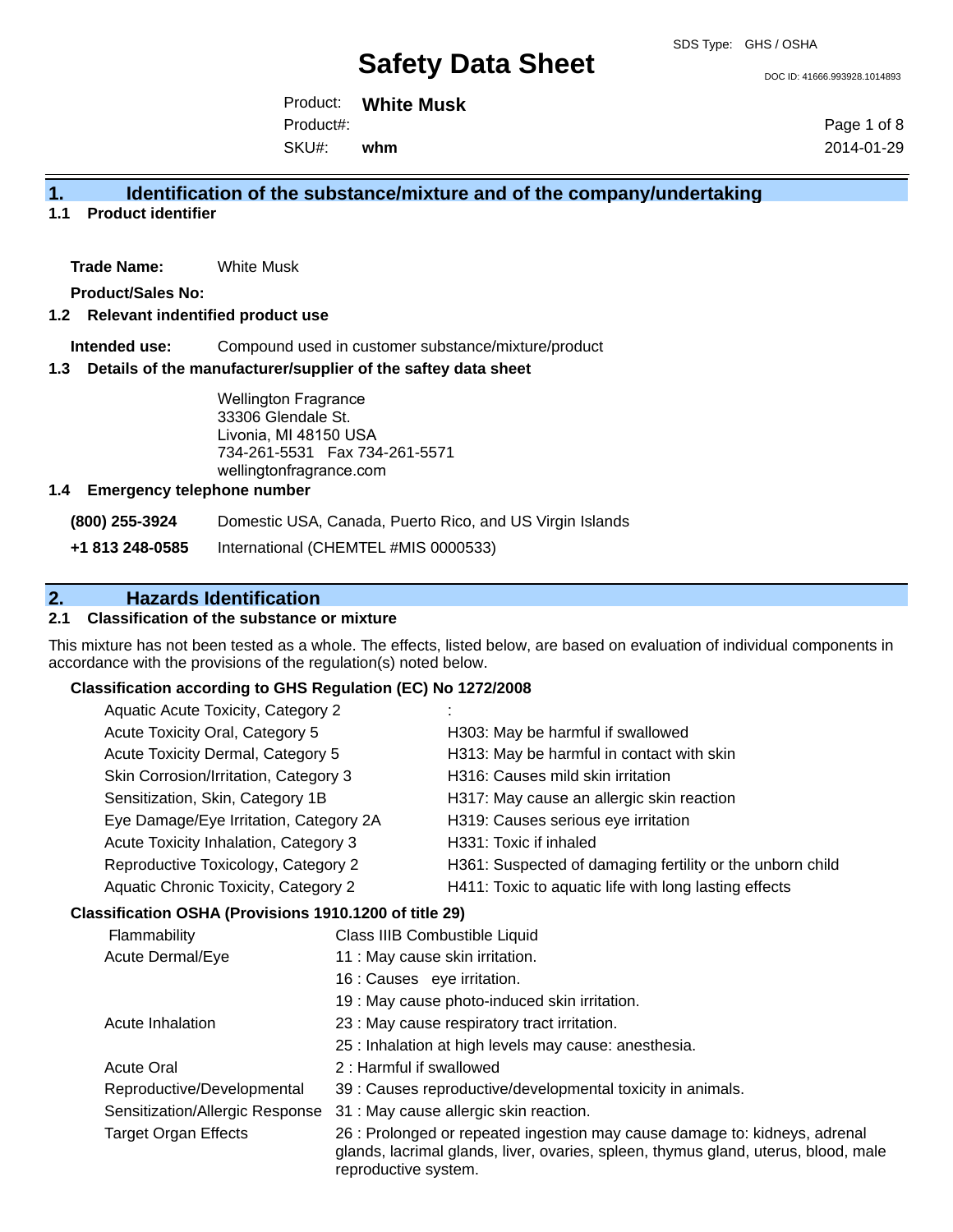# Safety Data Sheet

SDS Type: GHS / OSHA

DOC ID: 41666.993928.1014893

Product: **White Musk**
Product#:
SKU#: **whm**

2014-01-29

## 1. Identification of the substance/mixture and of the company/undertaking

### 1.1 Product identifier

**Trade Name:** White Musk

**Product/Sales No:**

### 1.2 Relevant indentified product use

**Intended use:** Compound used in customer substance/mixture/product

### 1.3 Details of the manufacturer/supplier of the saftey data sheet

Wellington Fragrance
33306 Glendale St.
Livonia, MI 48150 USA
734-261-5531 Fax 734-261-5571
wellingtonfragrance.com

### 1.4 Emergency telephone number

| | |
|---|---|
| **(800) 255-3924** | Domestic USA, Canada, Puerto Rico, and US Virgin Islands |
| **+1 813 248-0585** | International (CHEMTEL #MIS 0000533) |

## 2. Hazards Identification

### 2.1 Classification of the substance or mixture

This mixture has not been tested as a whole. The effects, listed below, are based on evaluation of individual components in accordance with the provisions of the regulation(s) noted below.

**Classification according to GHS Regulation (EC) No 1272/2008**

| | |
|---|---|
| Aquatic Acute Toxicity, Category 2 | : |
| Acute Toxicity Oral, Category 5 | H303: May be harmful if swallowed |
| Acute Toxicity Dermal, Category 5 | H313: May be harmful in contact with skin |
| Skin Corrosion/Irritation, Category 3 | H316: Causes mild skin irritation |
| Sensitization, Skin, Category 1B | H317: May cause an allergic skin reaction |
| Eye Damage/Eye Irritation, Category 2A | H319: Causes serious eye irritation |
| Acute Toxicity Inhalation, Category 3 | H331: Toxic if inhaled |
| Reproductive Toxicology, Category 2 | H361: Suspected of damaging fertility or the unborn child |
| Aquatic Chronic Toxicity, Category 2 | H411: Toxic to aquatic life with long lasting effects |

**Classification OSHA (Provisions 1910.1200 of title 29)**

| | |
|---|---|
| Flammability | Class IIIB Combustible Liquid |
| Acute Dermal/Eye | 11 : May cause skin irritation. |
| | 16 : Causes eye irritation. |
| | 19 : May cause photo-induced skin irritation. |
| Acute Inhalation | 23 : May cause respiratory tract irritation. |
| | 25 : Inhalation at high levels may cause: anesthesia. |
| Acute Oral | 2 : Harmful if swallowed |
| Reproductive/Developmental | 39 : Causes reproductive/developmental toxicity in animals. |
| Sensitization/Allergic Response | 31 : May cause allergic skin reaction. |
| Target Organ Effects | 26 : Prolonged or repeated ingestion may cause damage to: kidneys, adrenal glands, lacrimal glands, liver, ovaries, spleen, thymus gland, uterus, blood, male reproductive system. |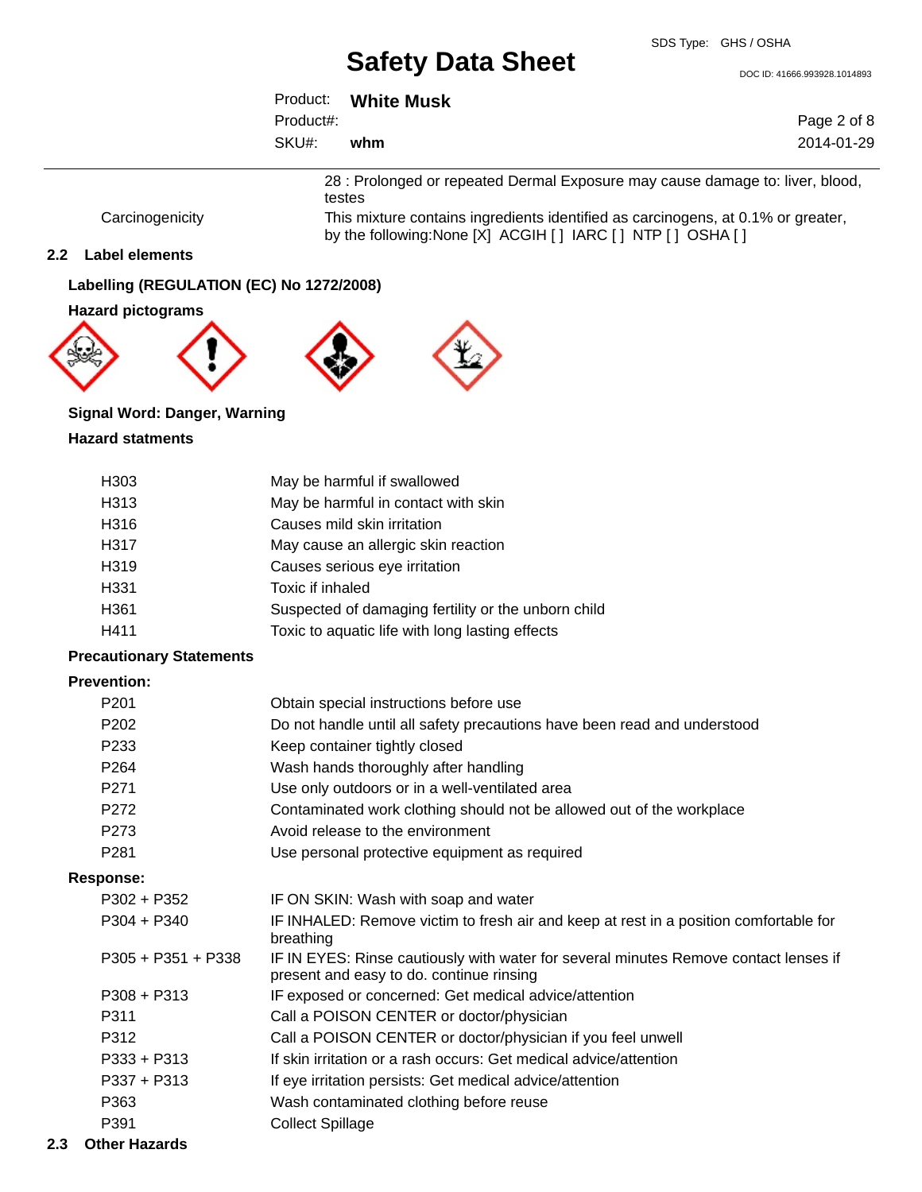| | |
|---|---|
| | 28 : Prolonged or repeated Dermal Exposure may cause damage to: liver, blood, testes |
| Carcinogenicity | This mixture contains ingredients identified as carcinogens, at 0.1% or greater, by the following:None [X] ACGIH [ ] IARC [ ] NTP [ ] OSHA [ ] |

## 2.2 Label elements

### Labelling (REGULATION (EC) No 1272/2008)

### Hazard pictograms

**Signal Word: Danger, Warning**

### Hazard statments

| | |
|---|---|
| H303 | May be harmful if swallowed |
| H313 | May be harmful in contact with skin |
| H316 | Causes mild skin irritation |
| H317 | May cause an allergic skin reaction |
| H319 | Causes serious eye irritation |
| H331 | Toxic if inhaled |
| H361 | Suspected of damaging fertility or the unborn child |
| H411 | Toxic to aquatic life with long lasting effects |

### Precautionary Statements

**Prevention:**

| | |
|---|---|
| P201 | Obtain special instructions before use |
| P202 | Do not handle until all safety precautions have been read and understood |
| P233 | Keep container tightly closed |
| P264 | Wash hands thoroughly after handling |
| P271 | Use only outdoors or in a well-ventilated area |
| P272 | Contaminated work clothing should not be allowed out of the workplace |
| P273 | Avoid release to the environment |
| P281 | Use personal protective equipment as required |

**Response:**

| | |
|---|---|
| P302 + P352 | IF ON SKIN: Wash with soap and water |
| P304 + P340 | IF INHALED: Remove victim to fresh air and keep at rest in a position comfortable for breathing |
| P305 + P351 + P338 | IF IN EYES: Rinse cautiously with water for several minutes Remove contact lenses if present and easy to do. continue rinsing |
| P308 + P313 | IF exposed or concerned: Get medical advice/attention |
| P311 | Call a POISON CENTER or doctor/physician |
| P312 | Call a POISON CENTER or doctor/physician if you feel unwell |
| P333 + P313 | If skin irritation or a rash occurs: Get medical advice/attention |
| P337 + P313 | If eye irritation persists: Get medical advice/attention |
| P363 | Wash contaminated clothing before reuse |
| P391 | Collect Spillage |

## 2.3 Other Hazards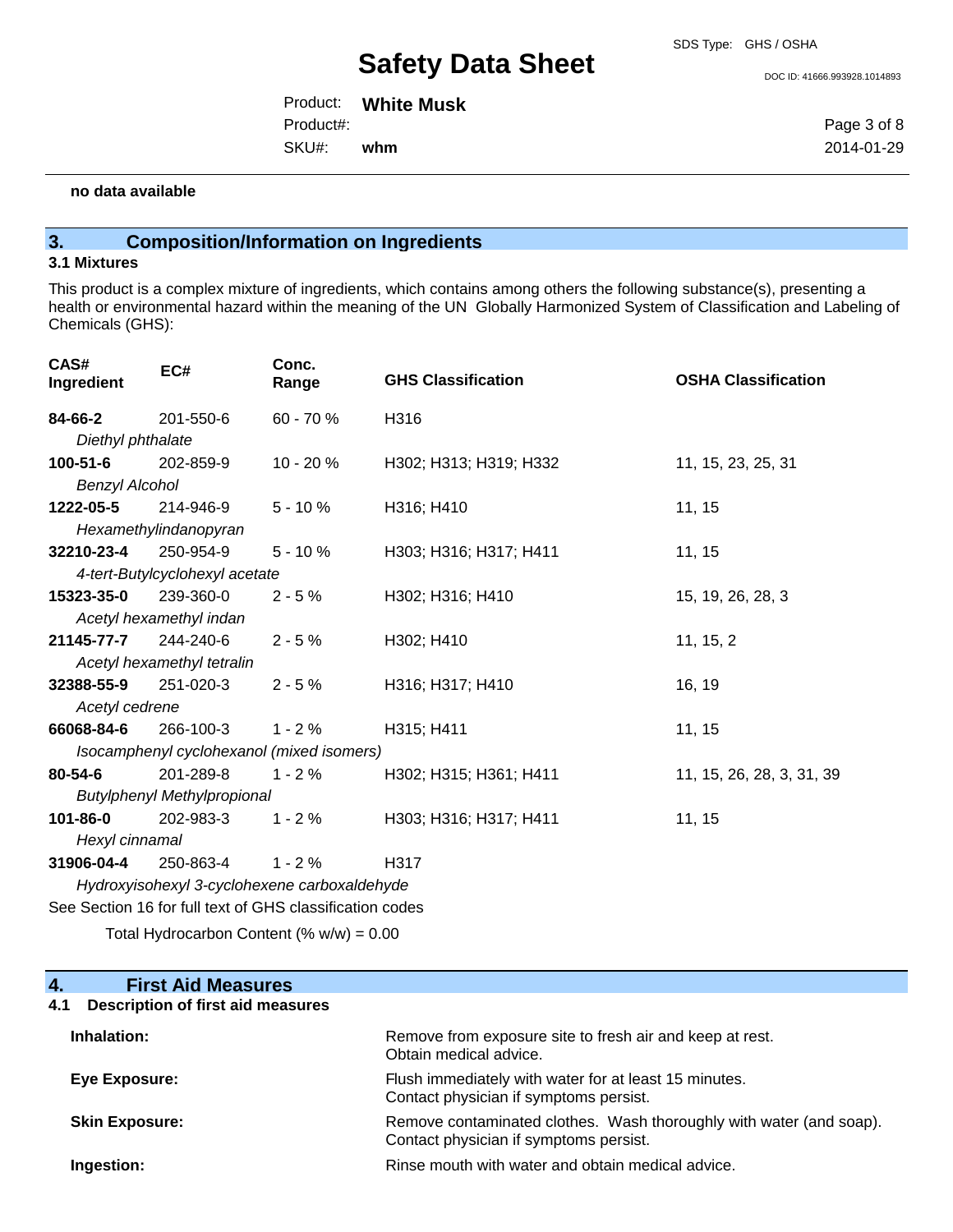**no data available**

## 3. Composition/Information on Ingredients

### 3.1 Mixtures

This product is a complex mixture of ingredients, which contains among others the following substance(s), presenting a health or environmental hazard within the meaning of the UN Globally Harmonized System of Classification and Labeling of Chemicals (GHS):

| CAS# Ingredient | EC# | Conc. Range | GHS Classification | OSHA Classification |
|---|---|---|---|---|
| **84-66-2** *Diethyl phthalate* | 201-550-6 | 60 - 70 % | H316 | |
| **100-51-6** *Benzyl Alcohol* | 202-859-9 | 10 - 20 % | H302; H313; H319; H332 | 11, 15, 23, 25, 31 |
| **1222-05-5** *Hexamethylindanopyran* | 214-946-9 | 5 - 10 % | H316; H410 | 11, 15 |
| **32210-23-4** *4-tert-Butylcyclohexyl acetate* | 250-954-9 | 5 - 10 % | H303; H316; H317; H411 | 11, 15 |
| **15323-35-0** *Acetyl hexamethyl indan* | 239-360-0 | 2 - 5 % | H302; H316; H410 | 15, 19, 26, 28, 3 |
| **21145-77-7** *Acetyl hexamethyl tetralin* | 244-240-6 | 2 - 5 % | H302; H410 | 11, 15, 2 |
| **32388-55-9** *Acetyl cedrene* | 251-020-3 | 2 - 5 % | H316; H317; H410 | 16, 19 |
| **66068-84-6** *Isocamphenyl cyclohexanol (mixed isomers)* | 266-100-3 | 1 - 2 % | H315; H411 | 11, 15 |
| **80-54-6** *Butylphenyl Methylpropional* | 201-289-8 | 1 - 2 % | H302; H315; H361; H411 | 11, 15, 26, 28, 3, 31, 39 |
| **101-86-0** *Hexyl cinnamal* | 202-983-3 | 1 - 2 % | H303; H316; H317; H411 | 11, 15 |
| **31906-04-4** *Hydroxyisohexyl 3-cyclohexene carboxaldehyde* | 250-863-4 | 1 - 2 % | H317 | |

See Section 16 for full text of GHS classification codes

Total Hydrocarbon Content (% w/w) = 0.00

## 4. First Aid Measures

### 4.1 Description of first aid measures

**Inhalation:** Remove from exposure site to fresh air and keep at rest. Obtain medical advice.

**Eye Exposure:** Flush immediately with water for at least 15 minutes. Contact physician if symptoms persist.

**Skin Exposure:** Remove contaminated clothes. Wash thoroughly with water (and soap). Contact physician if symptoms persist.

**Ingestion:** Rinse mouth with water and obtain medical advice.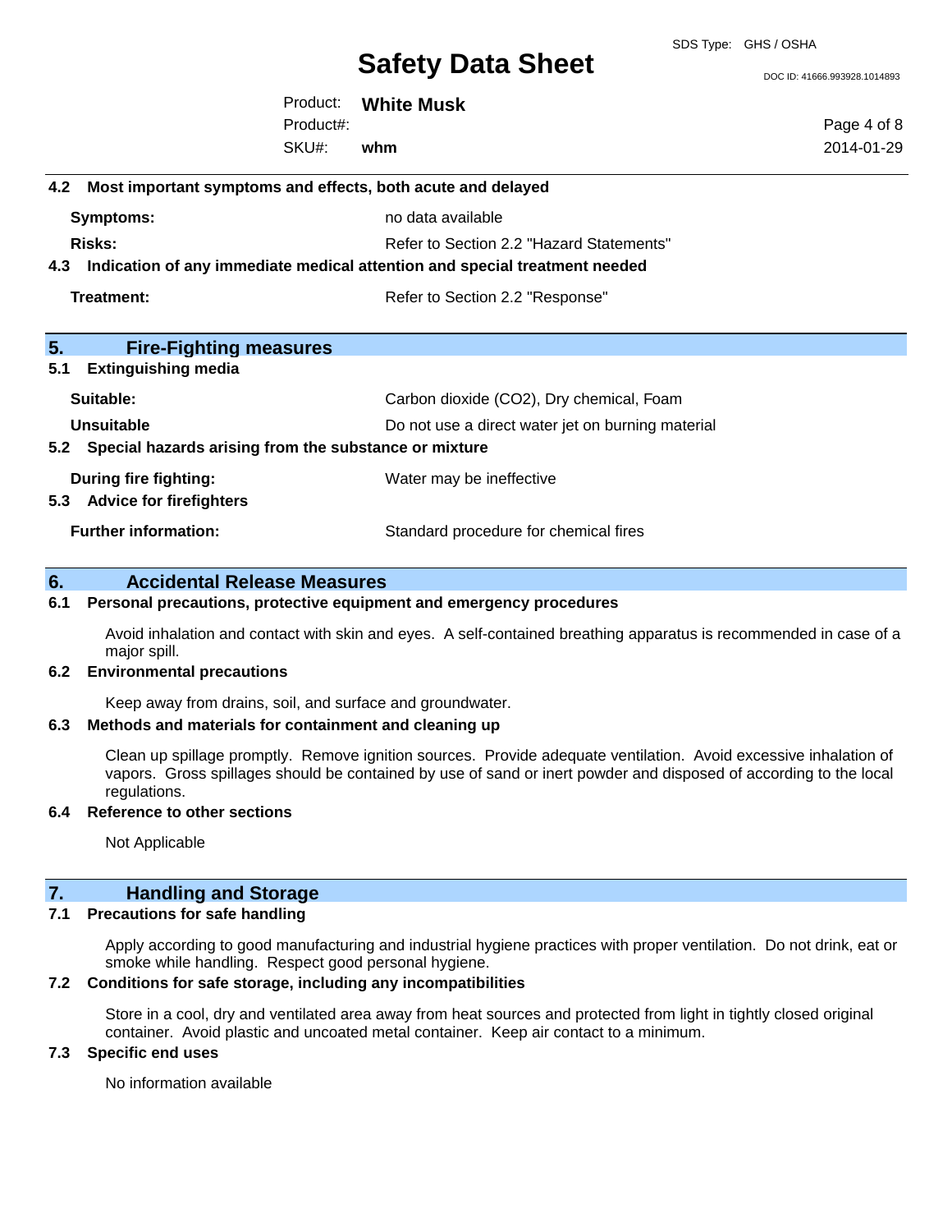### 4.2 Most important symptoms and effects, both acute and delayed

| | |
|---|---|
| **Symptoms:** | no data available |
| **Risks:** | Refer to Section 2.2 "Hazard Statements" |

### 4.3 Indication of any immediate medical attention and special treatment needed

| | |
|---|---|
| **Treatment:** | Refer to Section 2.2 "Response" |

## 5. Fire-Fighting measures

### 5.1 Extinguishing media

| | |
|---|---|
| **Suitable:** | Carbon dioxide ($CO_2$), Dry chemical, Foam |
| **Unsuitable** | Do not use a direct water jet on burning material |

### 5.2 Special hazards arising from the substance or mixture

| | |
|---|---|
| **During fire fighting:** | Water may be ineffective |

### 5.3 Advice for firefighters

| | |
|---|---|
| **Further information:** | Standard procedure for chemical fires |

## 6. Accidental Release Measures

### 6.1 Personal precautions, protective equipment and emergency procedures

Avoid inhalation and contact with skin and eyes. A self-contained breathing apparatus is recommended in case of a major spill.

### 6.2 Environmental precautions

Keep away from drains, soil, and surface and groundwater.

### 6.3 Methods and materials for containment and cleaning up

Clean up spillage promptly. Remove ignition sources. Provide adequate ventilation. Avoid excessive inhalation of vapors. Gross spillages should be contained by use of sand or inert powder and disposed of according to the local regulations.

### 6.4 Reference to other sections

Not Applicable

## 7. Handling and Storage

### 7.1 Precautions for safe handling

Apply according to good manufacturing and industrial hygiene practices with proper ventilation. Do not drink, eat or smoke while handling. Respect good personal hygiene.

### 7.2 Conditions for safe storage, including any incompatibilities

Store in a cool, dry and ventilated area away from heat sources and protected from light in tightly closed original container. Avoid plastic and uncoated metal container. Keep air contact to a minimum.

### 7.3 Specific end uses

No information available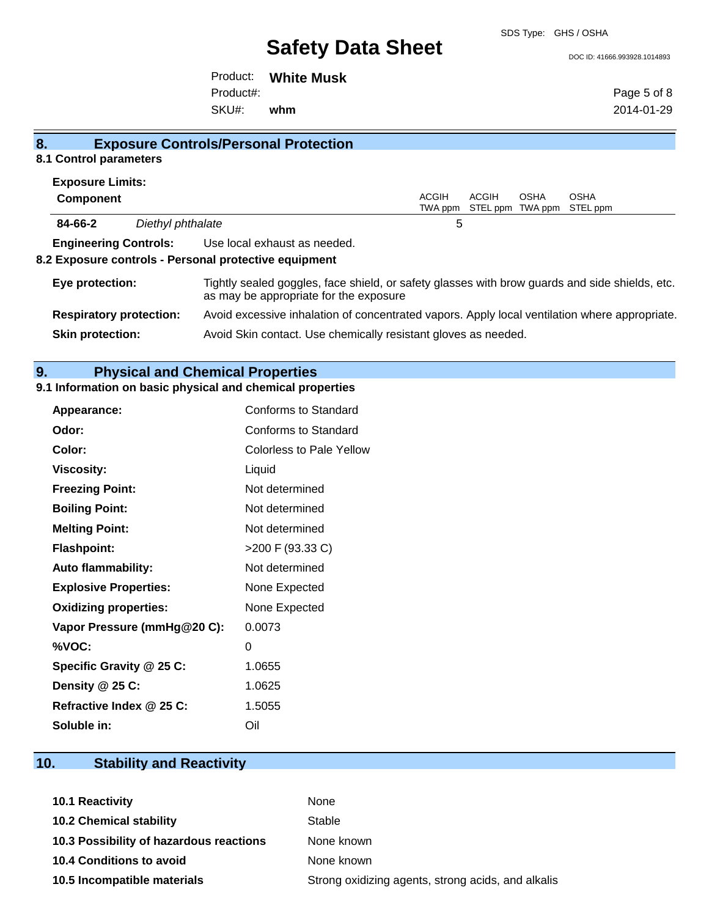## 8. Exposure Controls/Personal Protection

### 8.1 Control parameters

**Exposure Limits:**

| **Component** | | ACGIH TWA ppm | ACGIH STEL ppm | OSHA TWA ppm | OSHA STEL ppm |
|---|---|---|---|---|---|
| **84-66-2** | *Diethyl phthalate* | 5 | | | |

**Engineering Controls:** Use local exhaust as needed.

### 8.2 Exposure controls - Personal protective equipment

| | |
|---|---|
| **Eye protection:** | Tightly sealed goggles, face shield, or safety glasses with brow guards and side shields, etc. as may be appropriate for the exposure |
| **Respiratory protection:** | Avoid excessive inhalation of concentrated vapors. Apply local ventilation where appropriate. |
| **Skin protection:** | Avoid Skin contact. Use chemically resistant gloves as needed. |

## 9. Physical and Chemical Properties

### 9.1 Information on basic physical and chemical properties

| | |
|---|---|
| **Appearance:** | Conforms to Standard |
| **Odor:** | Conforms to Standard |
| **Color:** | Colorless to Pale Yellow |
| **Viscosity:** | Liquid |
| **Freezing Point:** | Not determined |
| **Boiling Point:** | Not determined |
| **Melting Point:** | Not determined |
| **Flashpoint:** | >200 F (93.33 C) |
| **Auto flammability:** | Not determined |
| **Explosive Properties:** | None Expected |
| **Oxidizing properties:** | None Expected |
| **Vapor Pressure (mmHg@20 C):** | 0.0073 |
| **%VOC:** | 0 |
| **Specific Gravity @ 25 C:** | 1.0655 |
| **Density @ 25 C:** | 1.0625 |
| **Refractive Index @ 25 C:** | 1.5055 |
| **Soluble in:** | Oil |

## 10. Stability and Reactivity

| | |
|---|---|
| **10.1 Reactivity** | None |
| **10.2 Chemical stability** | Stable |
| **10.3 Possibility of hazardous reactions** | None known |
| **10.4 Conditions to avoid** | None known |
| **10.5 Incompatible materials** | Strong oxidizing agents, strong acids, and alkalis |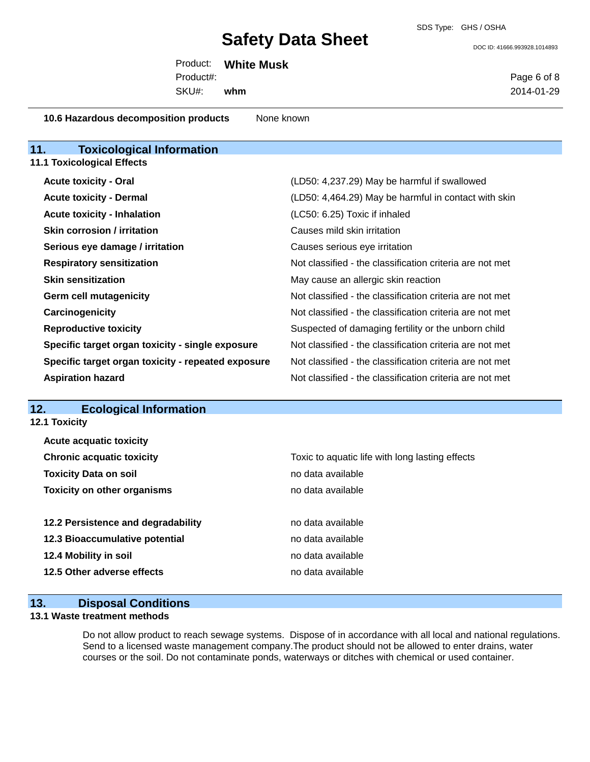| | |
|---|---|
| **10.6 Hazardous decomposition products** | None known |

## 11. Toxicological Information

### 11.1 Toxicological Effects

| | |
|---|---|
| **Acute toxicity - Oral** | (LD50: 4,237.29) May be harmful if swallowed |
| **Acute toxicity - Dermal** | (LD50: 4,464.29) May be harmful in contact with skin |
| **Acute toxicity - Inhalation** | (LC50: 6.25) Toxic if inhaled |
| **Skin corrosion / irritation** | Causes mild skin irritation |
| **Serious eye damage / irritation** | Causes serious eye irritation |
| **Respiratory sensitization** | Not classified - the classification criteria are not met |
| **Skin sensitization** | May cause an allergic skin reaction |
| **Germ cell mutagenicity** | Not classified - the classification criteria are not met |
| **Carcinogenicity** | Not classified - the classification criteria are not met |
| **Reproductive toxicity** | Suspected of damaging fertility or the unborn child |
| **Specific target organ toxicity - single exposure** | Not classified - the classification criteria are not met |
| **Specific target organ toxicity - repeated exposure** | Not classified - the classification criteria are not met |
| **Aspiration hazard** | Not classified - the classification criteria are not met |

## 12. Ecological Information

### 12.1 Toxicity

| | |
|---|---|
| **Acute acquatic toxicity** | |
| **Chronic acquatic toxicity** | Toxic to aquatic life with long lasting effects |
| **Toxicity Data on soil** | no data available |
| **Toxicity on other organisms** | no data available |

| | |
|---|---|
| **12.2 Persistence and degradability** | no data available |
| **12.3 Bioaccumulative potential** | no data available |
| **12.4 Mobility in soil** | no data available |
| **12.5 Other adverse effects** | no data available |

## 13. Disposal Conditions

### 13.1 Waste treatment methods

Do not allow product to reach sewage systems. Dispose of in accordance with all local and national regulations. Send to a licensed waste management company.The product should not be allowed to enter drains, water courses or the soil. Do not contaminate ponds, waterways or ditches with chemical or used container.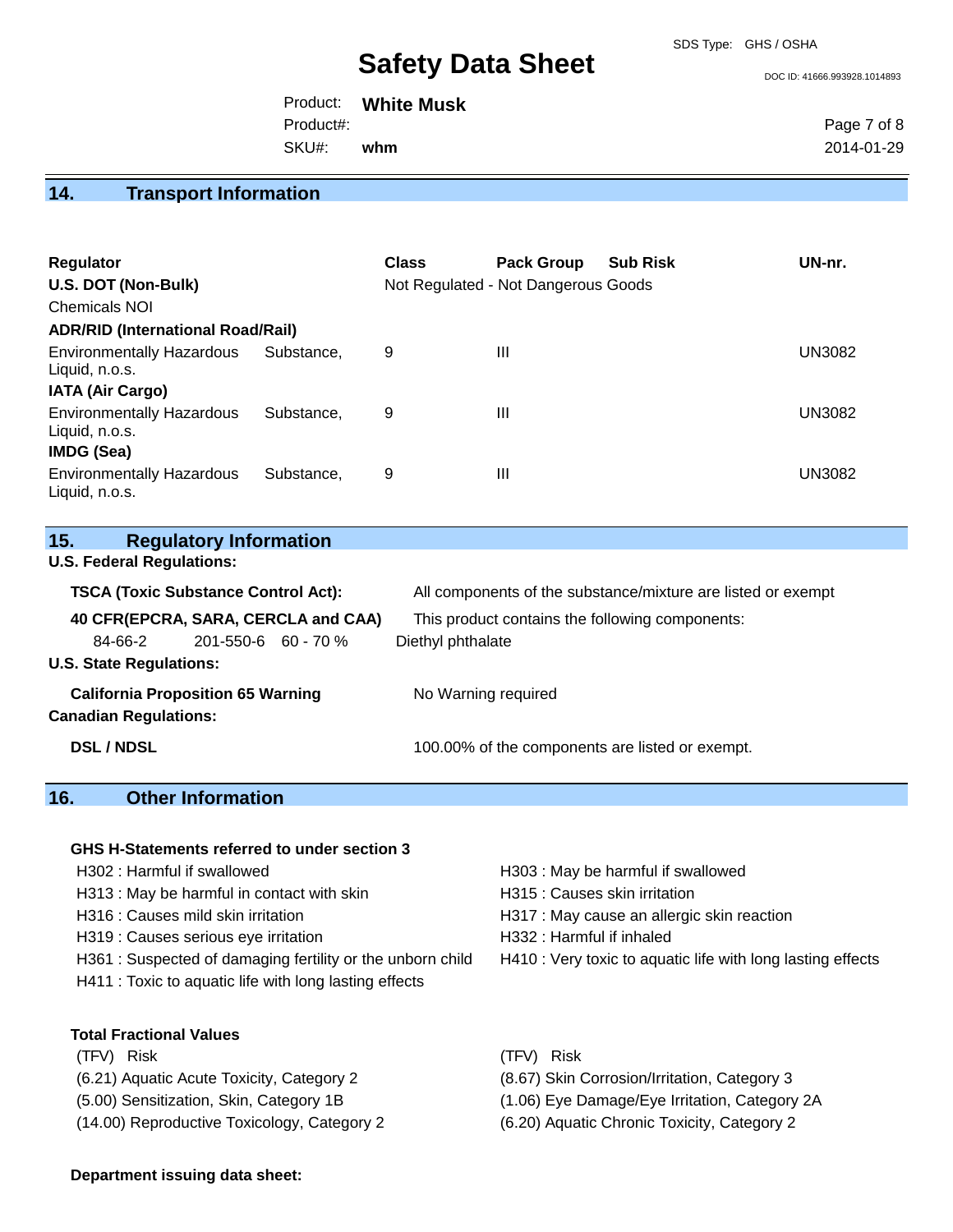## 14. Transport Information

| Regulator | | Class | Pack Group | Sub Risk | UN-nr. |
|---|---|---|---|---|---|
| **U.S. DOT (Non-Bulk)** | | Not Regulated - Not Dangerous Goods | | | |
| Chemicals NOI | | | | | |
| **ADR/RID (International Road/Rail)** | | | | | |
| Environmentally Hazardous Liquid, n.o.s. | Substance, | 9 | III | | UN3082 |
| **IATA (Air Cargo)** | | | | | |
| Environmentally Hazardous Liquid, n.o.s. | Substance, | 9 | III | | UN3082 |
| **IMDG (Sea)** | | | | | |
| Environmentally Hazardous Liquid, n.o.s. | Substance, | 9 | III | | UN3082 |

## 15. Regulatory Information

**U.S. Federal Regulations:**

**TSCA (Toxic Substance Control Act):** All components of the substance/mixture are listed or exempt

**40 CFR(EPCRA, SARA, CERCLA and CAA)** This product contains the following components:

| | | | |
|---|---|---|---|
| 84-66-2 | 201-550-6 | 60 - 70 % | Diethyl phthalate |

**U.S. State Regulations:**

**California Proposition 65 Warning** No Warning required

**Canadian Regulations:**

**DSL / NDSL** 100.00% of the components are listed or exempt.

## 16. Other Information

**GHS H-Statements referred to under section 3**

H302 : Harmful if swallowed
H303 : May be harmful if swallowed
H313 : May be harmful in contact with skin
H315 : Causes skin irritation
H316 : Causes mild skin irritation
H317 : May cause an allergic skin reaction
H319 : Causes serious eye irritation
H332 : Harmful if inhaled
H361 : Suspected of damaging fertility or the unborn child
H410 : Very toxic to aquatic life with long lasting effects
H411 : Toxic to aquatic life with long lasting effects

**Total Fractional Values**

(TFV) Risk
(6.21) Aquatic Acute Toxicity, Category 2
(5.00) Sensitization, Skin, Category 1B
(14.00) Reproductive Toxicology, Category 2

(TFV) Risk
(8.67) Skin Corrosion/Irritation, Category 3
(1.06) Eye Damage/Eye Irritation, Category 2A
(6.20) Aquatic Chronic Toxicity, Category 2

**Department issuing data sheet:**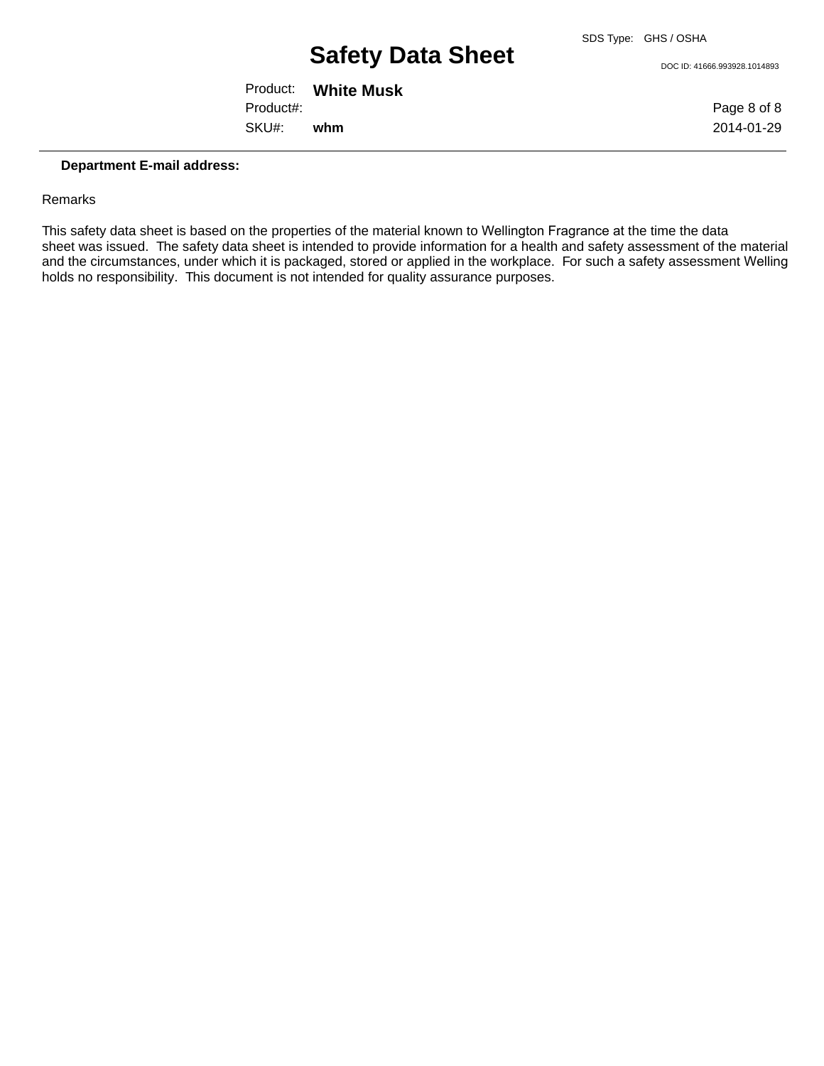**Department E-mail address:**

Remarks

This safety data sheet is based on the properties of the material known to Wellington Fragrance at the time the data sheet was issued. The safety data sheet is intended to provide information for a health and safety assessment of the material and the circumstances, under which it is packaged, stored or applied in the workplace. For such a safety assessment Welling holds no responsibility. This document is not intended for quality assurance purposes.